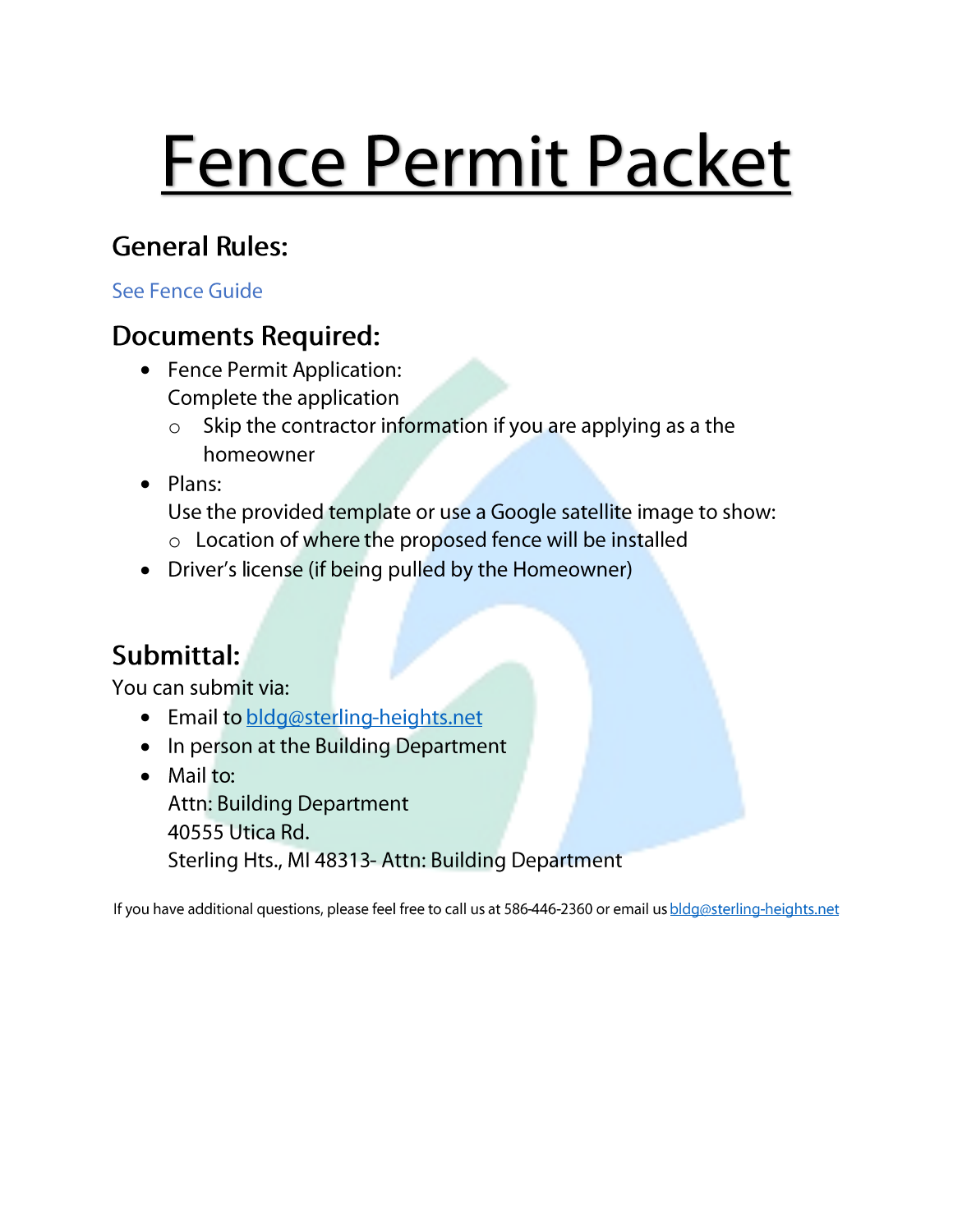# Fence Permit Packet

## General Rules:

See Fence Guide

## Documents Required:

- Fence Permit Application:
  Complete the application
  - Skip the contractor information if you are applying as a the homeowner
- Plans:
  Use the provided template or use a Google satellite image to show:
  - Location of where the proposed fence will be installed
- Driver's license (if being pulled by the Homeowner)

## Submittal:

You can submit via:

- Email to bldg@sterling-heights.net
- In person at the Building Department
- Mail to:
  Attn: Building Department
  40555 Utica Rd.
  Sterling Hts., MI 48313- Attn: Building Department

If you have additional questions, please feel free to call us at 586-446-2360 or email us bldg@sterling-heights.net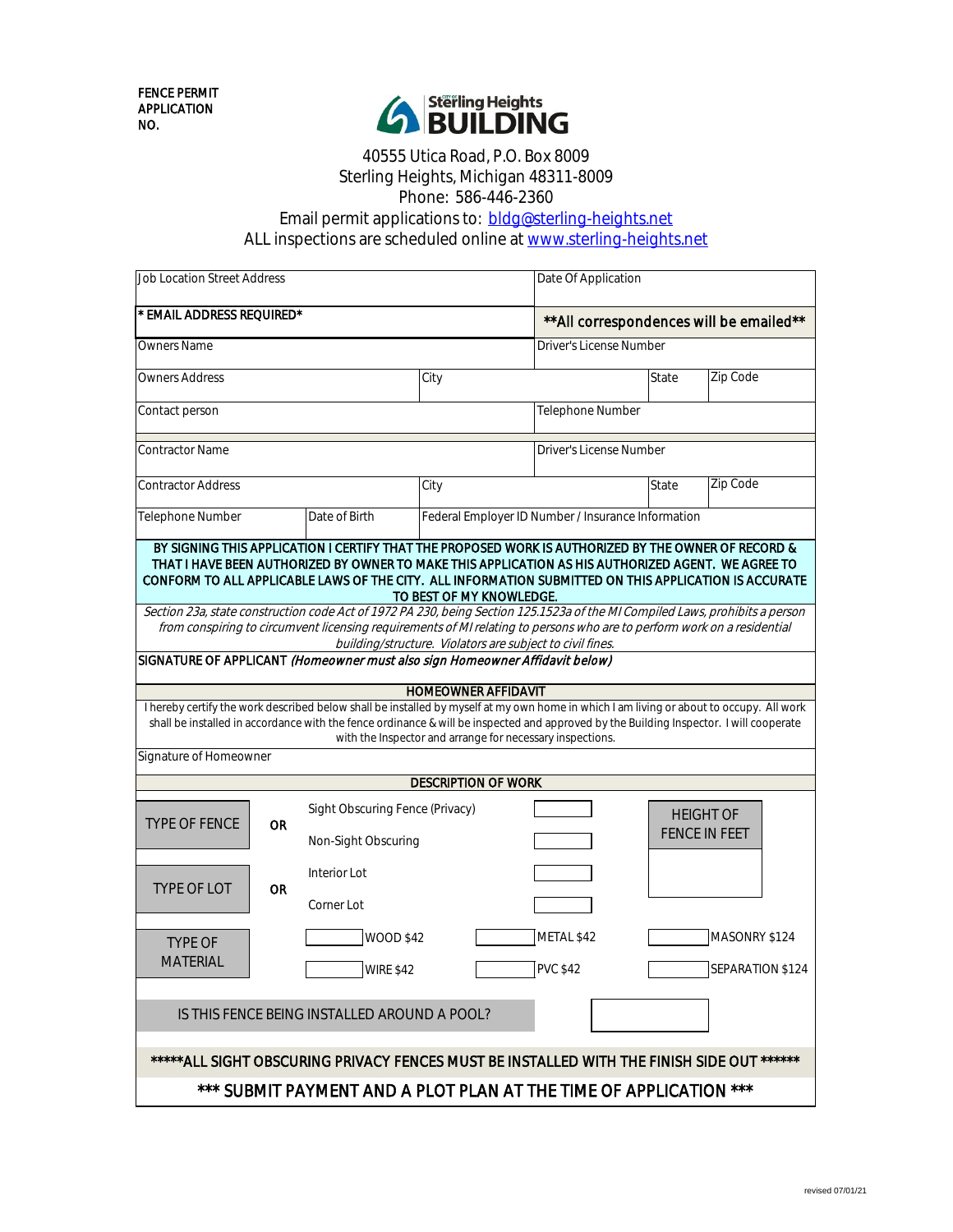FENCE PERMIT APPLICATION NO.

# Sterling Heights BUILDING

40555 Utica Road, P.O. Box 8009
Sterling Heights, Michigan 48311-8009
Phone: 586-446-2360
Email permit applications to: bldg@sterling-heights.net
ALL inspections are scheduled online at www.sterling-heights.net

| | | | | | |
|---|---|---|---|---|---|
| Job Location Street Address | | | Date Of Application | | |
| * EMAIL ADDRESS REQUIRED* | | | **All correspondences will be emailed** | | |
| Owners Name | | | Driver's License Number | | |
| Owners Address | | City | | State | Zip Code |
| Contact person | | | Telephone Number | | |
| Contractor Name | | | Driver's License Number | | |
| Contractor Address | | City | | State | Zip Code |
| Telephone Number | Date of Birth | Federal Employer ID Number / Insurance Information | | | |

**BY SIGNING THIS APPLICATION I CERTIFY THAT THE PROPOSED WORK IS AUTHORIZED BY THE OWNER OF RECORD & THAT I HAVE BEEN AUTHORIZED BY OWNER TO MAKE THIS APPLICATION AS HIS AUTHORIZED AGENT. WE AGREE TO CONFORM TO ALL APPLICABLE LAWS OF THE CITY. ALL INFORMATION SUBMITTED ON THIS APPLICATION IS ACCURATE TO BEST OF MY KNOWLEDGE.**

*Section 23a, state construction code Act of 1972 PA 230, being Section 125.1523a of the MI Compiled Laws, prohibits a person from conspiring to circumvent licensing requirements of MI relating to persons who are to perform work on a residential building/structure. Violators are subject to civil fines.*

SIGNATURE OF APPLICANT *(Homeowner must also sign Homeowner Affidavit below)*

## HOMEOWNER AFFIDAVIT

I hereby certify the work described below shall be installed by myself at my own home in which I am living or about to occupy. All work shall be installed in accordance with the fence ordinance & will be inspected and approved by the Building Inspector. I will cooperate with the Inspector and arrange for necessary inspections.

Signature of Homeowner

## DESCRIPTION OF WORK

| | | | | |
|---|---|---|---|---|
| TYPE OF FENCE | OR | Sight Obscuring Fence (Privacy) | | HEIGHT OF FENCE IN FEET |
| | | Non-Sight Obscuring | | |
| TYPE OF LOT | OR | Interior Lot | | |
| | | Corner Lot | | |

| | | | |
|---|---|---|---|
| TYPE OF MATERIAL | WOOD $42 | METAL $42 | MASONRY $124 |
| | WIRE $42 | PVC $42 | SEPARATION $124 |

IS THIS FENCE BEING INSTALLED AROUND A POOL?

*****ALL SIGHT OBSCURING PRIVACY FENCES MUST BE INSTALLED WITH THE FINISH SIDE OUT ******

*** SUBMIT PAYMENT AND A PLOT PLAN AT THE TIME OF APPLICATION ***

revised 07/01/21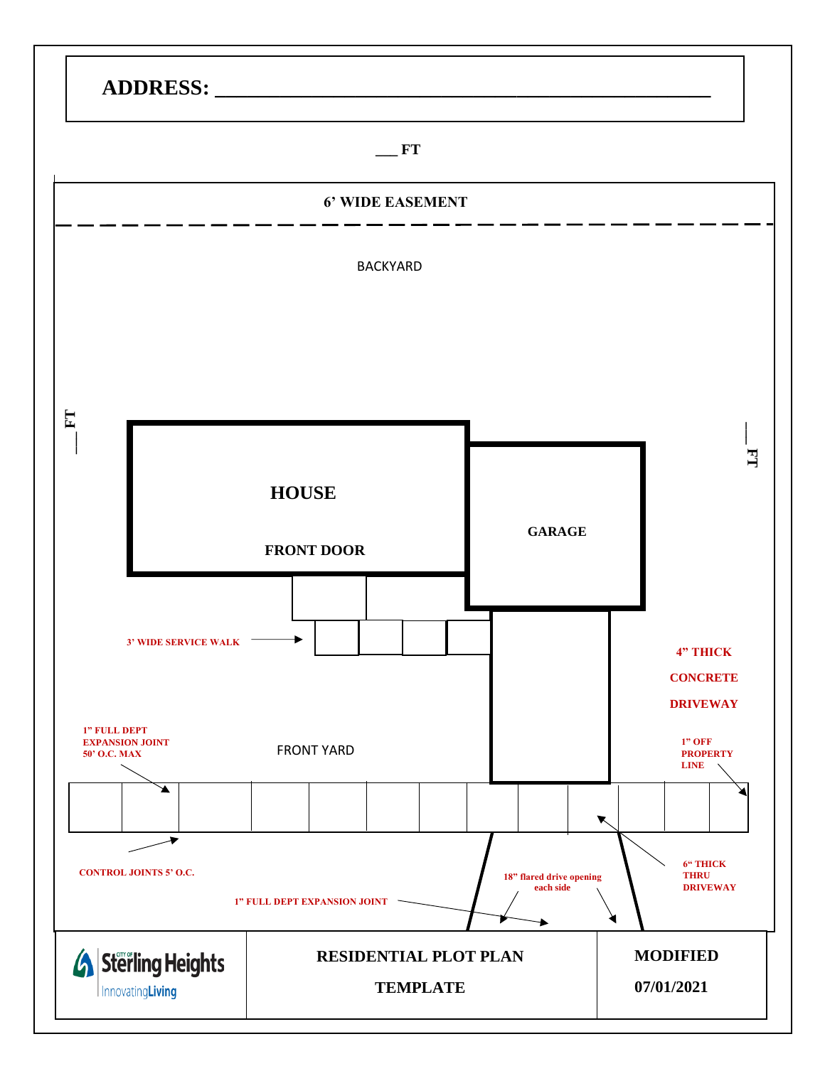**ADDRESS: ___________________________________________**

___ FT

6' WIDE EASEMENT

BACKYARD

___FT

___FT

HOUSE

FRONT DOOR

GARAGE

3' WIDE SERVICE WALK

4" THICK

CONCRETE

DRIVEWAY

1" FULL DEPT EXPANSION JOINT 50' O.C. MAX

FRONT YARD

1" OFF PROPERTY LINE

CONTROL JOINTS 5' O.C.

18" flared drive opening each side

6" THICK THRU DRIVEWAY

1" FULL DEPT EXPANSION JOINT

| | | |
|---|---|---|
| City of Sterling Heights InnovatingLiving | **RESIDENTIAL PLOT PLAN TEMPLATE** | **MODIFIED 07/01/2021** |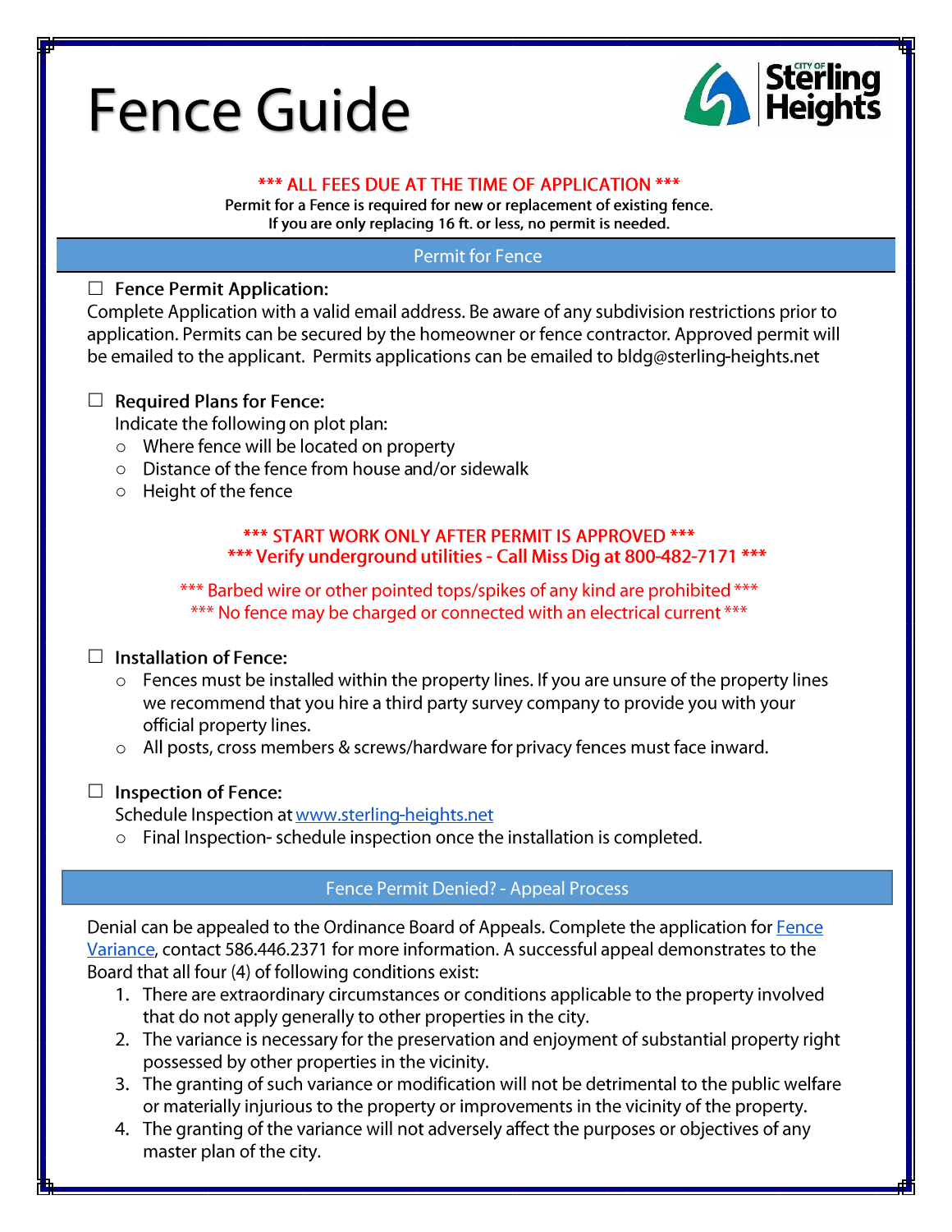# Fence Guide

*** ALL FEES DUE AT THE TIME OF APPLICATION ***

Permit for a Fence is required for new or replacement of existing fence.
If you are only replacing 16 ft. or less, no permit is needed.

## Permit for Fence

☐ **Fence Permit Application:**

Complete Application with a valid email address. Be aware of any subdivision restrictions prior to application. Permits can be secured by the homeowner or fence contractor. Approved permit will be emailed to the applicant. Permits applications can be emailed to bldg@sterling-heights.net

☐ **Required Plans for Fence:**

Indicate the following on plot plan:

- Where fence will be located on property
- Distance of the fence from house and/or sidewalk
- Height of the fence

*** START WORK ONLY AFTER PERMIT IS APPROVED ***
*** Verify underground utilities - Call Miss Dig at 800-482-7171 ***

*** Barbed wire or other pointed tops/spikes of any kind are prohibited ***
*** No fence may be charged or connected with an electrical current ***

☐ **Installation of Fence:**

- Fences must be installed within the property lines. If you are unsure of the property lines we recommend that you hire a third party survey company to provide you with your official property lines.
- All posts, cross members & screws/hardware for privacy fences must face inward.

☐ **Inspection of Fence:**

Schedule Inspection at www.sterling-heights.net

- Final Inspection- schedule inspection once the installation is completed.

## Fence Permit Denied? - Appeal Process

Denial can be appealed to the Ordinance Board of Appeals. Complete the application for Fence Variance, contact 586.446.2371 for more information. A successful appeal demonstrates to the Board that all four (4) of following conditions exist:

1. There are extraordinary circumstances or conditions applicable to the property involved that do not apply generally to other properties in the city.
2. The variance is necessary for the preservation and enjoyment of substantial property right possessed by other properties in the vicinity.
3. The granting of such variance or modification will not be detrimental to the public welfare or materially injurious to the property or improvements in the vicinity of the property.
4. The granting of the variance will not adversely affect the purposes or objectives of any master plan of the city.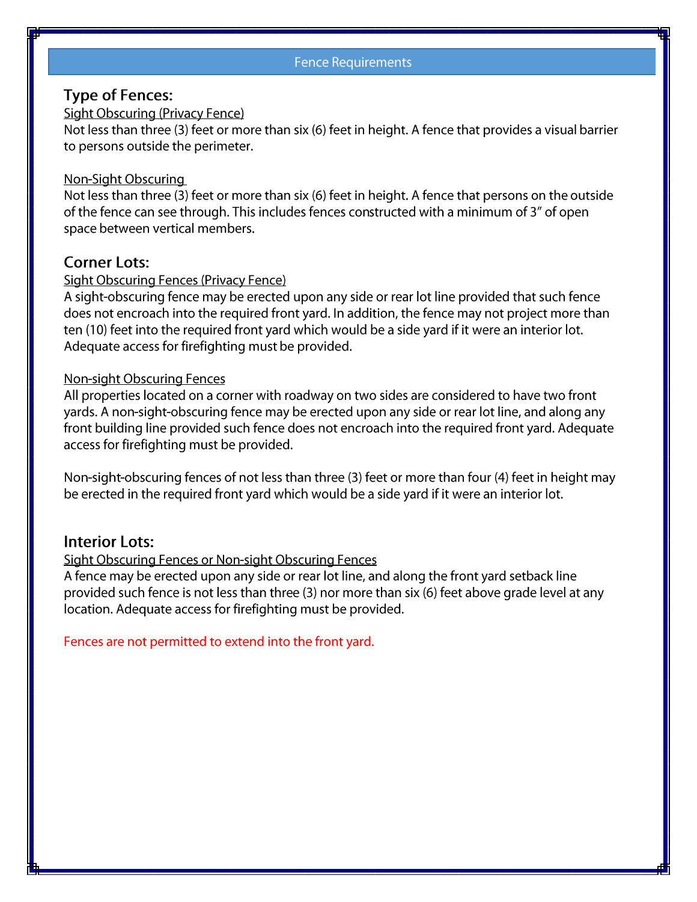## Fence Requirements

### Type of Fences:

<u>Sight Obscuring (Privacy Fence)</u>

Not less than three (3) feet or more than six (6) feet in height. A fence that provides a visual barrier to persons outside the perimeter.

<u>Non-Sight Obscuring</u>

Not less than three (3) feet or more than six (6) feet in height. A fence that persons on the outside of the fence can see through. This includes fences constructed with a minimum of 3″ of open space between vertical members.

### Corner Lots:

<u>Sight Obscuring Fences (Privacy Fence)</u>

A sight-obscuring fence may be erected upon any side or rear lot line provided that such fence does not encroach into the required front yard. In addition, the fence may not project more than ten (10) feet into the required front yard which would be a side yard if it were an interior lot. Adequate access for firefighting must be provided.

<u>Non-sight Obscuring Fences</u>

All properties located on a corner with roadway on two sides are considered to have two front yards. A non-sight-obscuring fence may be erected upon any side or rear lot line, and along any front building line provided such fence does not encroach into the required front yard. Adequate access for firefighting must be provided.

Non-sight-obscuring fences of not less than three (3) feet or more than four (4) feet in height may be erected in the required front yard which would be a side yard if it were an interior lot.

### Interior Lots:

<u>Sight Obscuring Fences or Non-sight Obscuring Fences</u>

A fence may be erected upon any side or rear lot line, and along the front yard setback line provided such fence is not less than three (3) nor more than six (6) feet above grade level at any location. Adequate access for firefighting must be provided.

Fences are not permitted to extend into the front yard.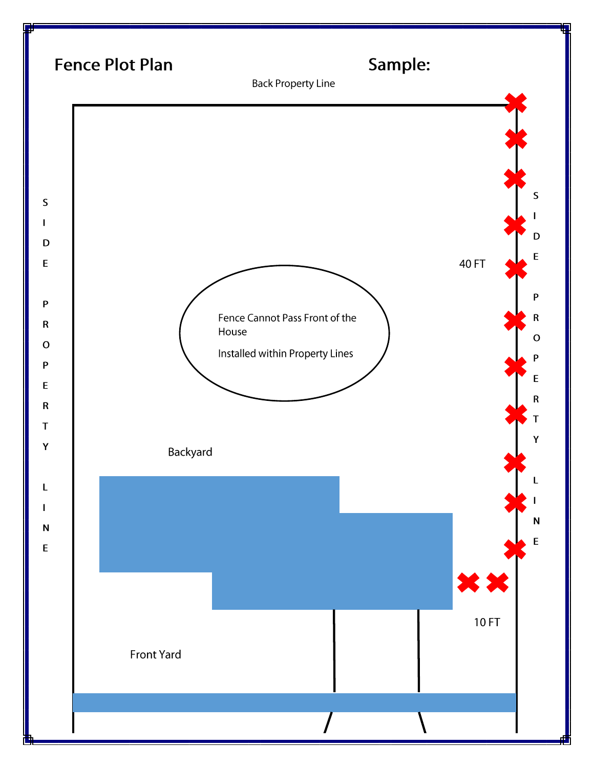# Fence Plot Plan

**Sample:**

Back Property Line

SIDE PROPERTY LINE

SIDE PROPERTY LINE

40 FT

Fence Cannot Pass Front of the House

Installed within Property Lines

Backyard

10 FT

Front Yard